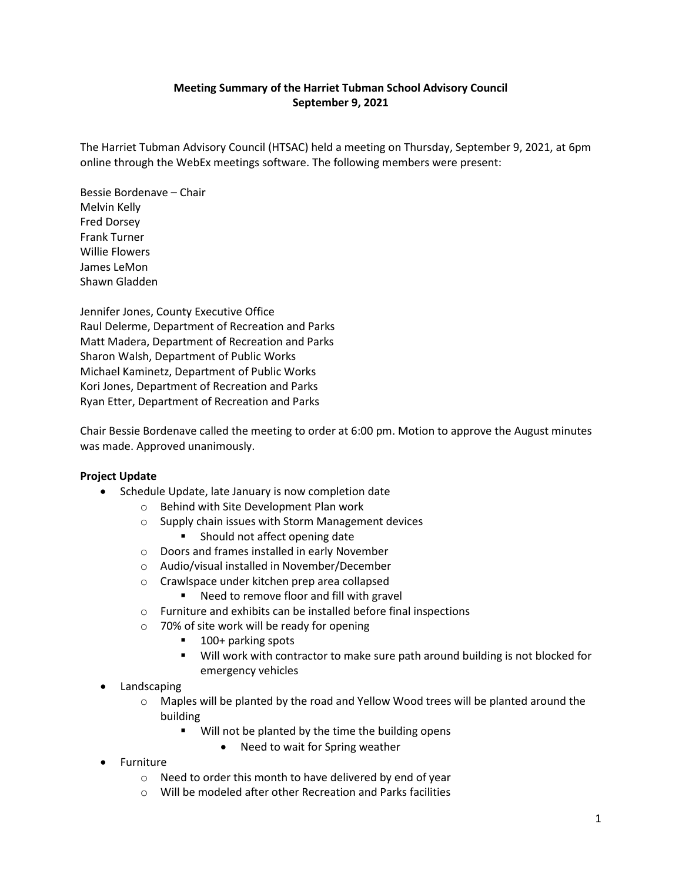**Meeting Summary of the Harriet Tubman School Advisory Council**
**September 9, 2021**

The Harriet Tubman Advisory Council (HTSAC) held a meeting on Thursday, September 9, 2021, at 6pm online through the WebEx meetings software. The following members were present:

Bessie Bordenave – Chair
Melvin Kelly
Fred Dorsey
Frank Turner
Willie Flowers
James LeMon
Shawn Gladden

Jennifer Jones, County Executive Office
Raul Delerme, Department of Recreation and Parks
Matt Madera, Department of Recreation and Parks
Sharon Walsh, Department of Public Works
Michael Kaminetz, Department of Public Works
Kori Jones, Department of Recreation and Parks
Ryan Etter, Department of Recreation and Parks

Chair Bessie Bordenave called the meeting to order at 6:00 pm. Motion to approve the August minutes was made. Approved unanimously.

**Project Update**

- Schedule Update, late January is now completion date
  - Behind with Site Development Plan work
  - Supply chain issues with Storm Management devices
    - Should not affect opening date
  - Doors and frames installed in early November
  - Audio/visual installed in November/December
  - Crawlspace under kitchen prep area collapsed
    - Need to remove floor and fill with gravel
  - Furniture and exhibits can be installed before final inspections
  - 70% of site work will be ready for opening
    - 100+ parking spots
    - Will work with contractor to make sure path around building is not blocked for emergency vehicles
- Landscaping
  - Maples will be planted by the road and Yellow Wood trees will be planted around the building
    - Will not be planted by the time the building opens
      - Need to wait for Spring weather
- Furniture
  - Need to order this month to have delivered by end of year
  - Will be modeled after other Recreation and Parks facilities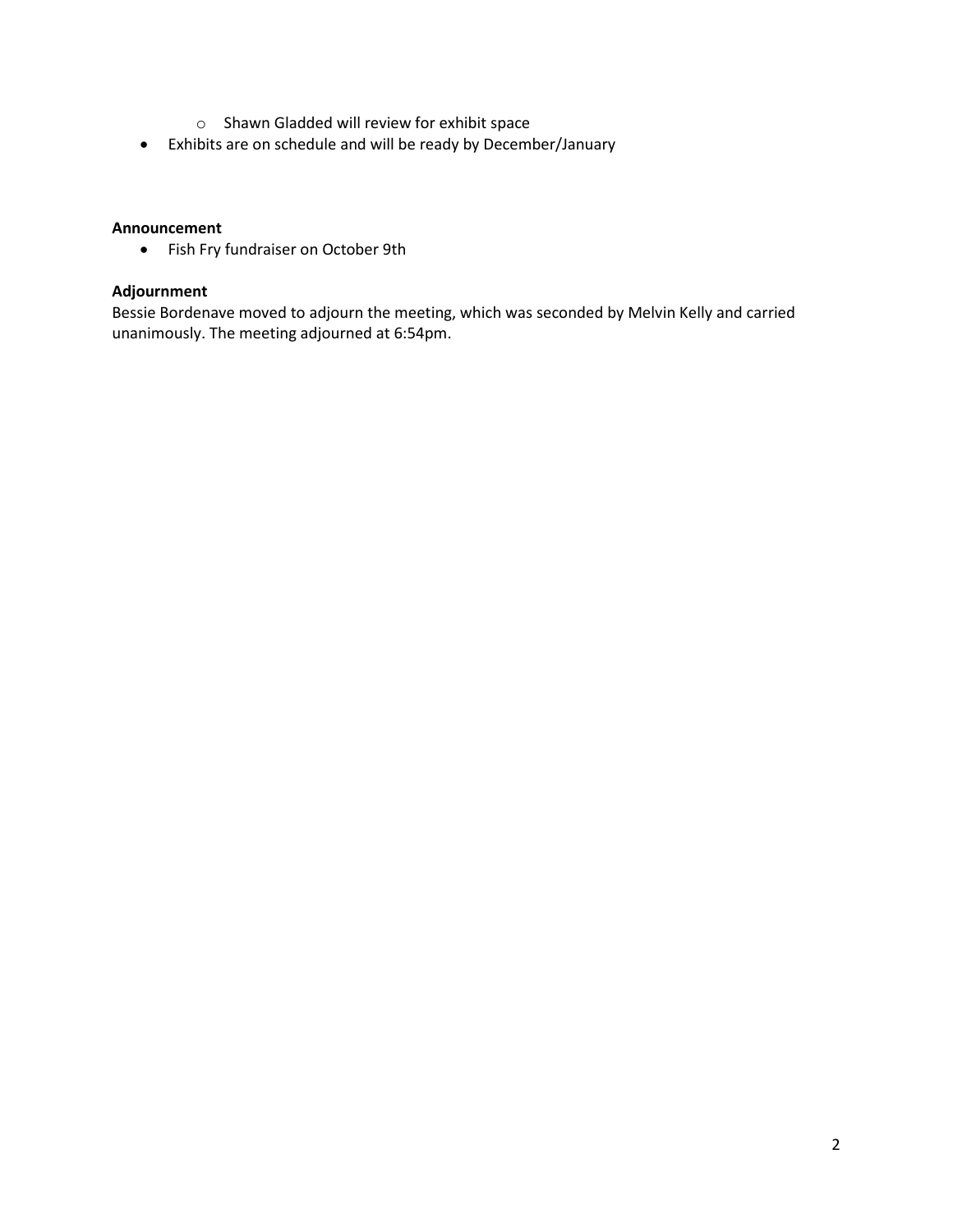- Shawn Gladded will review for exhibit space
- Exhibits are on schedule and will be ready by December/January

**Announcement**

- Fish Fry fundraiser on October 9th

**Adjournment**

Bessie Bordenave moved to adjourn the meeting, which was seconded by Melvin Kelly and carried unanimously. The meeting adjourned at 6:54pm.